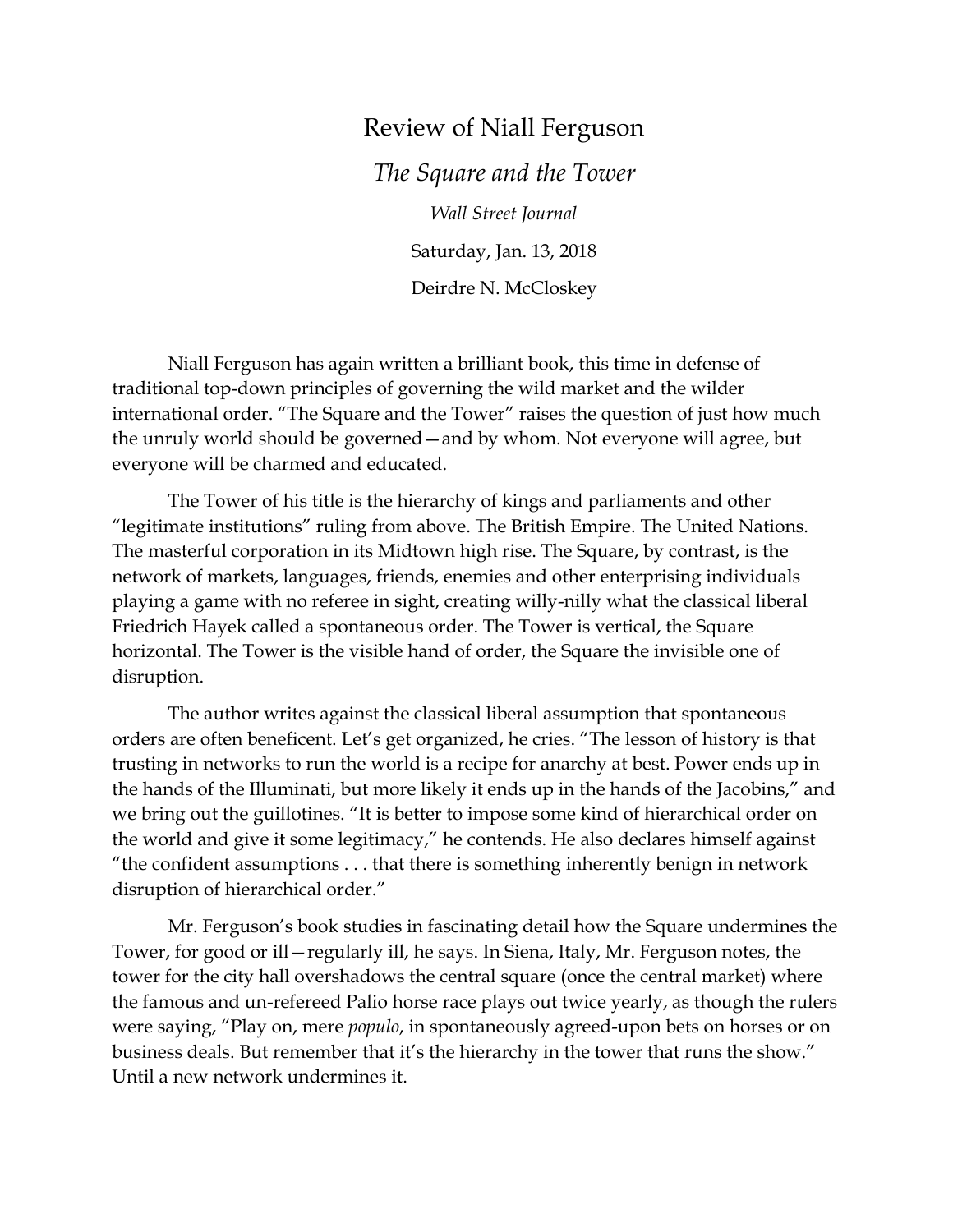# Review of Niall Ferguson

## *The Square and the Tower*

*Wall Street Journal*

Saturday, Jan. 13, 2018

Deirdre N. McCloskey

Niall Ferguson has again written a brilliant book, this time in defense of traditional top-down principles of governing the wild market and the wilder international order. "The Square and the Tower" raises the question of just how much the unruly world should be governed—and by whom. Not everyone will agree, but everyone will be charmed and educated.

The Tower of his title is the hierarchy of kings and parliaments and other "legitimate institutions" ruling from above. The British Empire. The United Nations. The masterful corporation in its Midtown high rise. The Square, by contrast, is the network of markets, languages, friends, enemies and other enterprising individuals playing a game with no referee in sight, creating willy-nilly what the classical liberal Friedrich Hayek called a spontaneous order. The Tower is vertical, the Square horizontal. The Tower is the visible hand of order, the Square the invisible one of disruption.

The author writes against the classical liberal assumption that spontaneous orders are often beneficent. Let's get organized, he cries. "The lesson of history is that trusting in networks to run the world is a recipe for anarchy at best. Power ends up in the hands of the Illuminati, but more likely it ends up in the hands of the Jacobins," and we bring out the guillotines. "It is better to impose some kind of hierarchical order on the world and give it some legitimacy," he contends. He also declares himself against "the confident assumptions . . . that there is something inherently benign in network disruption of hierarchical order."

Mr. Ferguson's book studies in fascinating detail how the Square undermines the Tower, for good or ill—regularly ill, he says. In Siena, Italy, Mr. Ferguson notes, the tower for the city hall overshadows the central square (once the central market) where the famous and un-refereed Palio horse race plays out twice yearly, as though the rulers were saying, "Play on, mere *populo*, in spontaneously agreed-upon bets on horses or on business deals. But remember that it's the hierarchy in the tower that runs the show." Until a new network undermines it.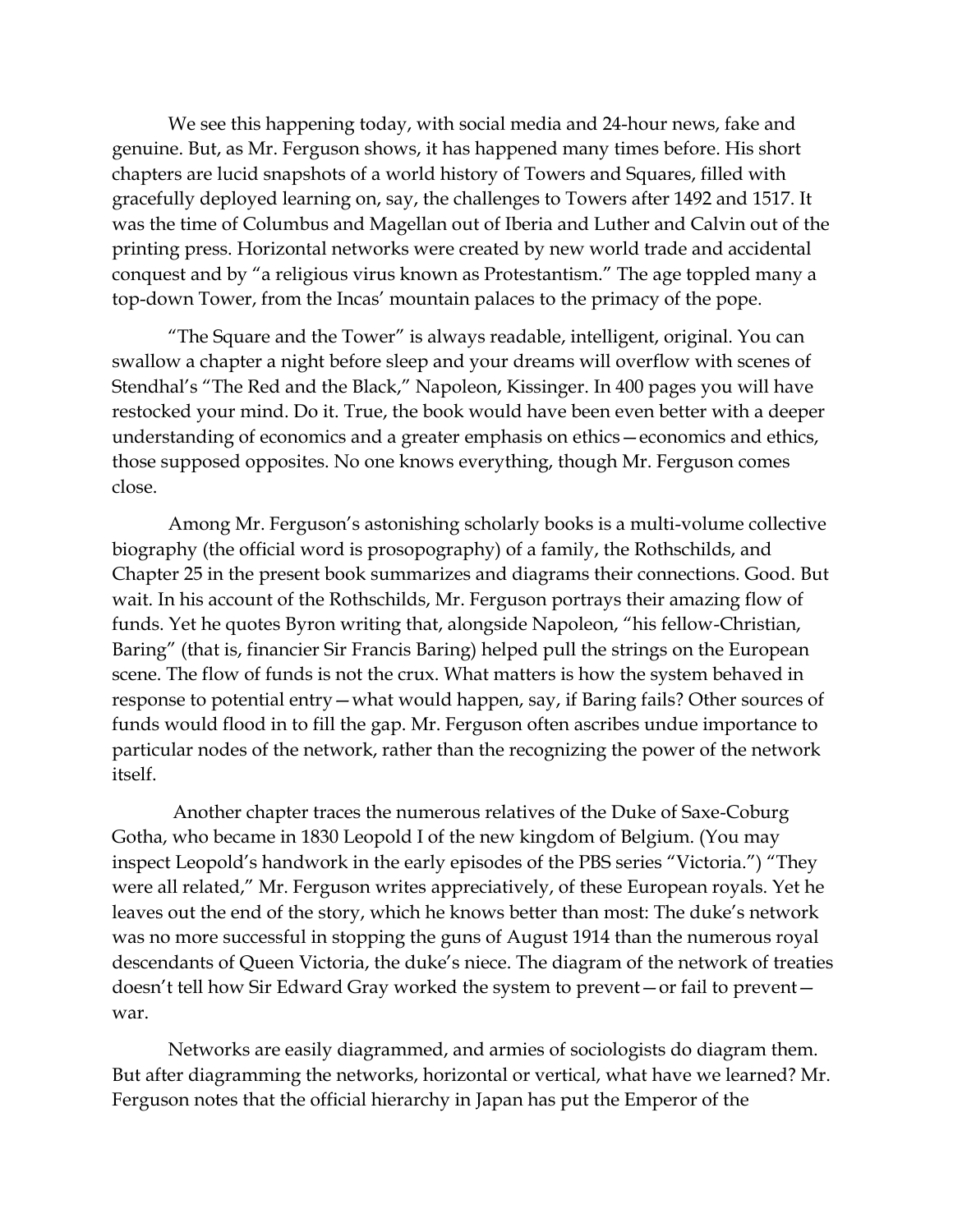We see this happening today, with social media and 24-hour news, fake and genuine. But, as Mr. Ferguson shows, it has happened many times before. His short chapters are lucid snapshots of a world history of Towers and Squares, filled with gracefully deployed learning on, say, the challenges to Towers after 1492 and 1517. It was the time of Columbus and Magellan out of Iberia and Luther and Calvin out of the printing press. Horizontal networks were created by new world trade and accidental conquest and by "a religious virus known as Protestantism." The age toppled many a top-down Tower, from the Incas' mountain palaces to the primacy of the pope.

"The Square and the Tower" is always readable, intelligent, original. You can swallow a chapter a night before sleep and your dreams will overflow with scenes of Stendhal's "The Red and the Black," Napoleon, Kissinger. In 400 pages you will have restocked your mind. Do it. True, the book would have been even better with a deeper understanding of economics and a greater emphasis on ethics—economics and ethics, those supposed opposites. No one knows everything, though Mr. Ferguson comes close.

Among Mr. Ferguson's astonishing scholarly books is a multi-volume collective biography (the official word is prosopography) of a family, the Rothschilds, and Chapter 25 in the present book summarizes and diagrams their connections. Good. But wait. In his account of the Rothschilds, Mr. Ferguson portrays their amazing flow of funds. Yet he quotes Byron writing that, alongside Napoleon, "his fellow-Christian, Baring" (that is, financier Sir Francis Baring) helped pull the strings on the European scene. The flow of funds is not the crux. What matters is how the system behaved in response to potential entry—what would happen, say, if Baring fails? Other sources of funds would flood in to fill the gap. Mr. Ferguson often ascribes undue importance to particular nodes of the network, rather than the recognizing the power of the network itself.

Another chapter traces the numerous relatives of the Duke of Saxe-Coburg Gotha, who became in 1830 Leopold I of the new kingdom of Belgium. (You may inspect Leopold's handwork in the early episodes of the PBS series "Victoria.") "They were all related," Mr. Ferguson writes appreciatively, of these European royals. Yet he leaves out the end of the story, which he knows better than most: The duke's network was no more successful in stopping the guns of August 1914 than the numerous royal descendants of Queen Victoria, the duke's niece. The diagram of the network of treaties doesn't tell how Sir Edward Gray worked the system to prevent—or fail to prevent—war.

Networks are easily diagrammed, and armies of sociologists do diagram them. But after diagramming the networks, horizontal or vertical, what have we learned? Mr. Ferguson notes that the official hierarchy in Japan has put the Emperor of the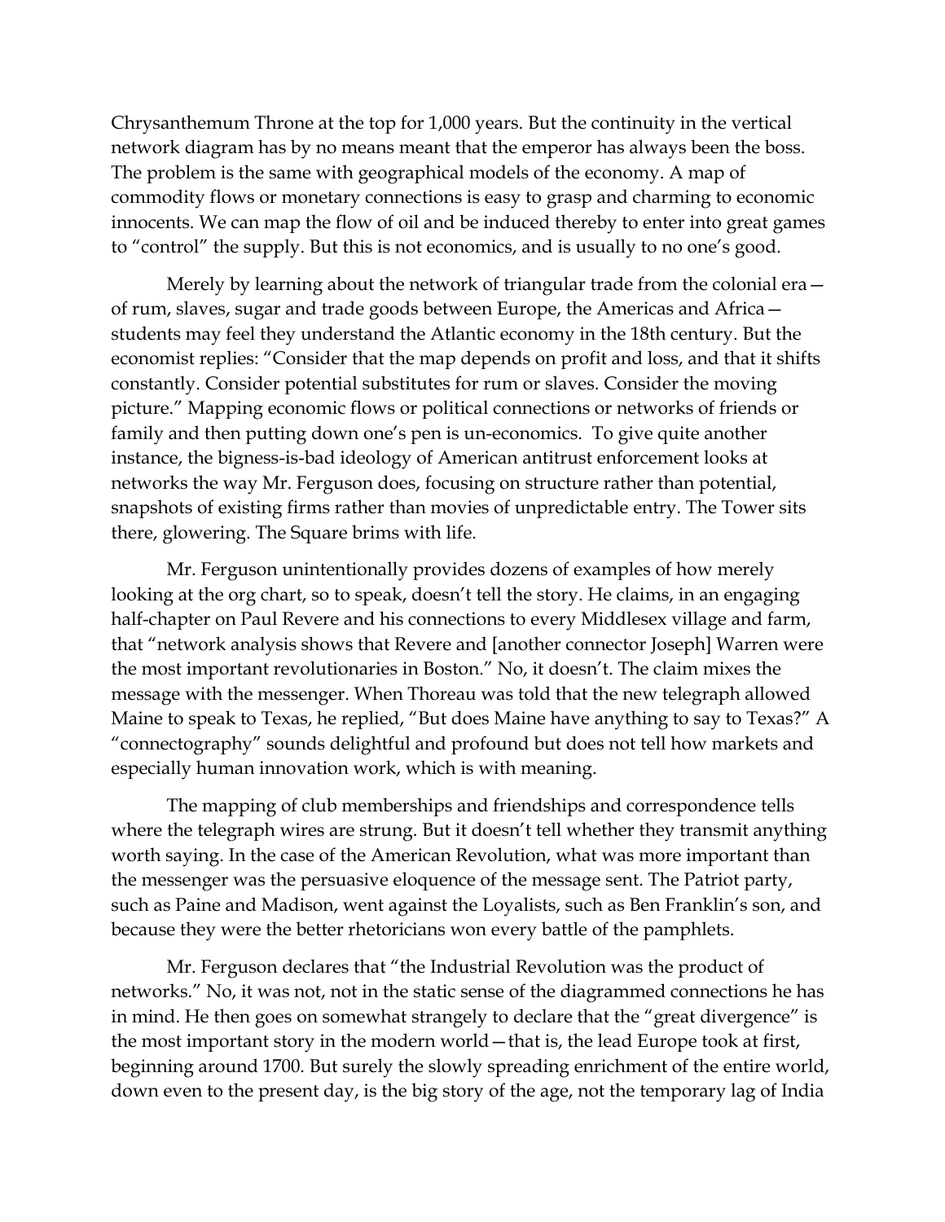Chrysanthemum Throne at the top for 1,000 years. But the continuity in the vertical network diagram has by no means meant that the emperor has always been the boss. The problem is the same with geographical models of the economy. A map of commodity flows or monetary connections is easy to grasp and charming to economic innocents. We can map the flow of oil and be induced thereby to enter into great games to "control" the supply. But this is not economics, and is usually to no one's good.

Merely by learning about the network of triangular trade from the colonial era—of rum, slaves, sugar and trade goods between Europe, the Americas and Africa—students may feel they understand the Atlantic economy in the 18th century. But the economist replies: "Consider that the map depends on profit and loss, and that it shifts constantly. Consider potential substitutes for rum or slaves. Consider the moving picture." Mapping economic flows or political connections or networks of friends or family and then putting down one's pen is un-economics. To give quite another instance, the bigness-is-bad ideology of American antitrust enforcement looks at networks the way Mr. Ferguson does, focusing on structure rather than potential, snapshots of existing firms rather than movies of unpredictable entry. The Tower sits there, glowering. The Square brims with life.

Mr. Ferguson unintentionally provides dozens of examples of how merely looking at the org chart, so to speak, doesn't tell the story. He claims, in an engaging half-chapter on Paul Revere and his connections to every Middlesex village and farm, that "network analysis shows that Revere and [another connector Joseph] Warren were the most important revolutionaries in Boston." No, it doesn't. The claim mixes the message with the messenger. When Thoreau was told that the new telegraph allowed Maine to speak to Texas, he replied, "But does Maine have anything to say to Texas?" A "connectography" sounds delightful and profound but does not tell how markets and especially human innovation work, which is with meaning.

The mapping of club memberships and friendships and correspondence tells where the telegraph wires are strung. But it doesn't tell whether they transmit anything worth saying. In the case of the American Revolution, what was more important than the messenger was the persuasive eloquence of the message sent. The Patriot party, such as Paine and Madison, went against the Loyalists, such as Ben Franklin's son, and because they were the better rhetoricians won every battle of the pamphlets.

Mr. Ferguson declares that "the Industrial Revolution was the product of networks." No, it was not, not in the static sense of the diagrammed connections he has in mind. He then goes on somewhat strangely to declare that the "great divergence" is the most important story in the modern world—that is, the lead Europe took at first, beginning around 1700. But surely the slowly spreading enrichment of the entire world, down even to the present day, is the big story of the age, not the temporary lag of India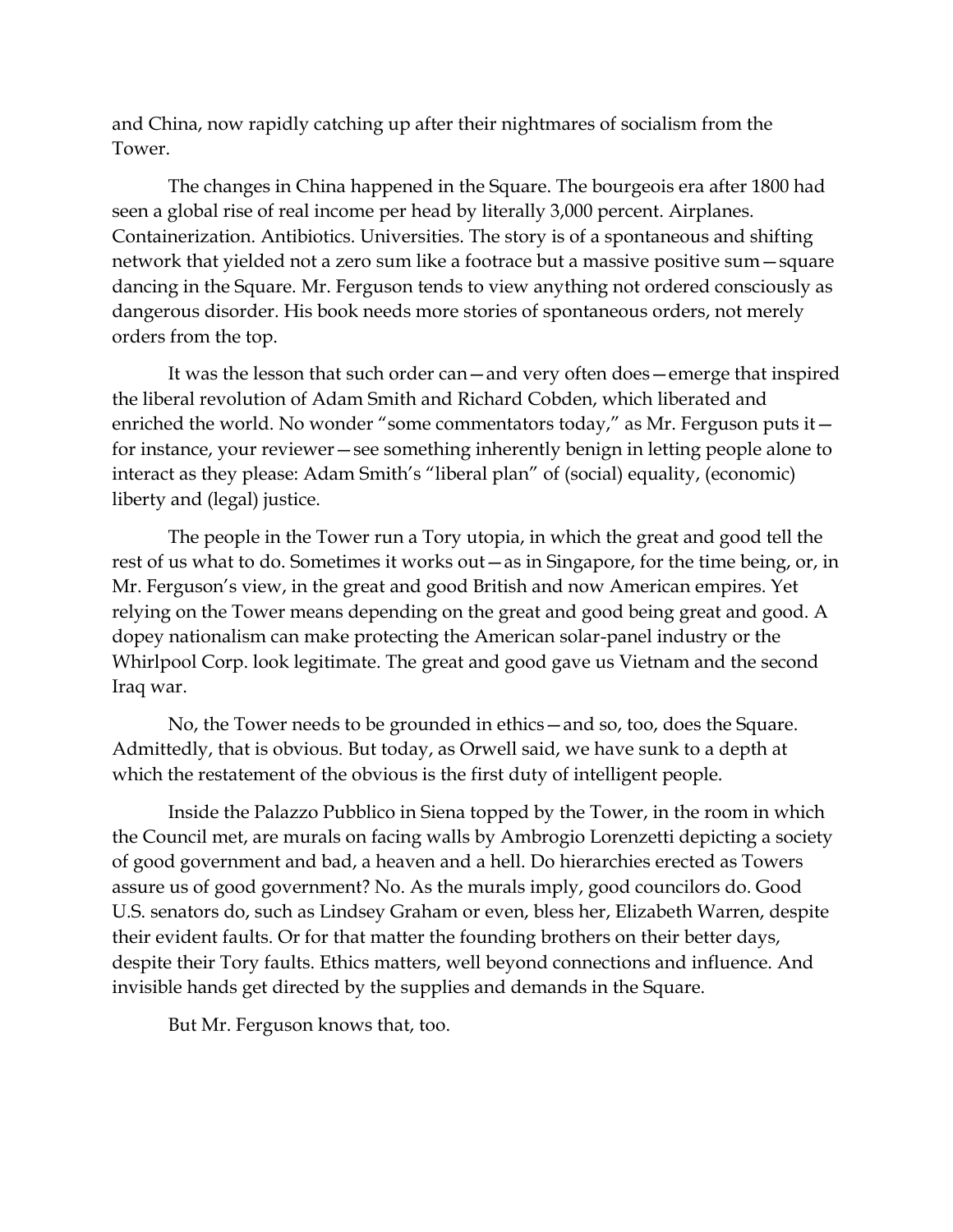and China, now rapidly catching up after their nightmares of socialism from the Tower.

The changes in China happened in the Square. The bourgeois era after 1800 had seen a global rise of real income per head by literally 3,000 percent. Airplanes. Containerization. Antibiotics. Universities. The story is of a spontaneous and shifting network that yielded not a zero sum like a footrace but a massive positive sum—square dancing in the Square. Mr. Ferguson tends to view anything not ordered consciously as dangerous disorder. His book needs more stories of spontaneous orders, not merely orders from the top.

It was the lesson that such order can—and very often does—emerge that inspired the liberal revolution of Adam Smith and Richard Cobden, which liberated and enriched the world. No wonder "some commentators today," as Mr. Ferguson puts it—for instance, your reviewer—see something inherently benign in letting people alone to interact as they please: Adam Smith's "liberal plan" of (social) equality, (economic) liberty and (legal) justice.

The people in the Tower run a Tory utopia, in which the great and good tell the rest of us what to do. Sometimes it works out—as in Singapore, for the time being, or, in Mr. Ferguson's view, in the great and good British and now American empires. Yet relying on the Tower means depending on the great and good being great and good. A dopey nationalism can make protecting the American solar-panel industry or the Whirlpool Corp. look legitimate. The great and good gave us Vietnam and the second Iraq war.

No, the Tower needs to be grounded in ethics—and so, too, does the Square. Admittedly, that is obvious. But today, as Orwell said, we have sunk to a depth at which the restatement of the obvious is the first duty of intelligent people.

Inside the Palazzo Pubblico in Siena topped by the Tower, in the room in which the Council met, are murals on facing walls by Ambrogio Lorenzetti depicting a society of good government and bad, a heaven and a hell. Do hierarchies erected as Towers assure us of good government? No. As the murals imply, good councilors do. Good U.S. senators do, such as Lindsey Graham or even, bless her, Elizabeth Warren, despite their evident faults. Or for that matter the founding brothers on their better days, despite their Tory faults. Ethics matters, well beyond connections and influence. And invisible hands get directed by the supplies and demands in the Square.

But Mr. Ferguson knows that, too.